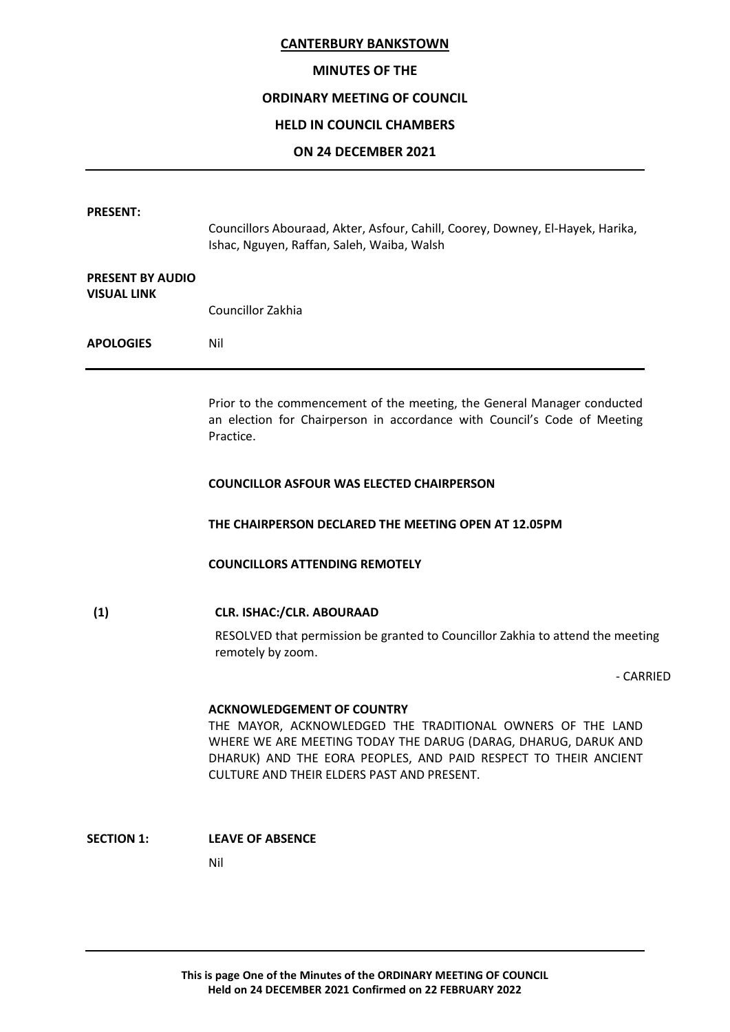**CANTERBURY BANKSTOWN**

**MINUTES OF THE**

**ORDINARY MEETING OF COUNCIL**

**HELD IN COUNCIL CHAMBERS**

**ON 24 DECEMBER 2021**

---

**PRESENT:** Councillors Abouraad, Akter, Asfour, Cahill, Coorey, Downey, El-Hayek, Harika, Ishac, Nguyen, Raffan, Saleh, Waiba, Walsh

**PRESENT BY AUDIO VISUAL LINK** Councillor Zakhia

**APOLOGIES** Nil

---

Prior to the commencement of the meeting, the General Manager conducted an election for Chairperson in accordance with Council's Code of Meeting Practice.

**COUNCILLOR ASFOUR WAS ELECTED CHAIRPERSON**

**THE CHAIRPERSON DECLARED THE MEETING OPEN AT 12.05PM**

**COUNCILLORS ATTENDING REMOTELY**

**(1) CLR. ISHAC:/CLR. ABOURAAD**

RESOLVED that permission be granted to Councillor Zakhia to attend the meeting remotely by zoom.

\- CARRIED

**ACKNOWLEDGEMENT OF COUNTRY**

THE MAYOR, ACKNOWLEDGED THE TRADITIONAL OWNERS OF THE LAND WHERE WE ARE MEETING TODAY THE DARUG (DARAG, DHARUG, DARUK AND DHARUK) AND THE EORA PEOPLES, AND PAID RESPECT TO THEIR ANCIENT CULTURE AND THEIR ELDERS PAST AND PRESENT.

**SECTION 1: LEAVE OF ABSENCE**

Nil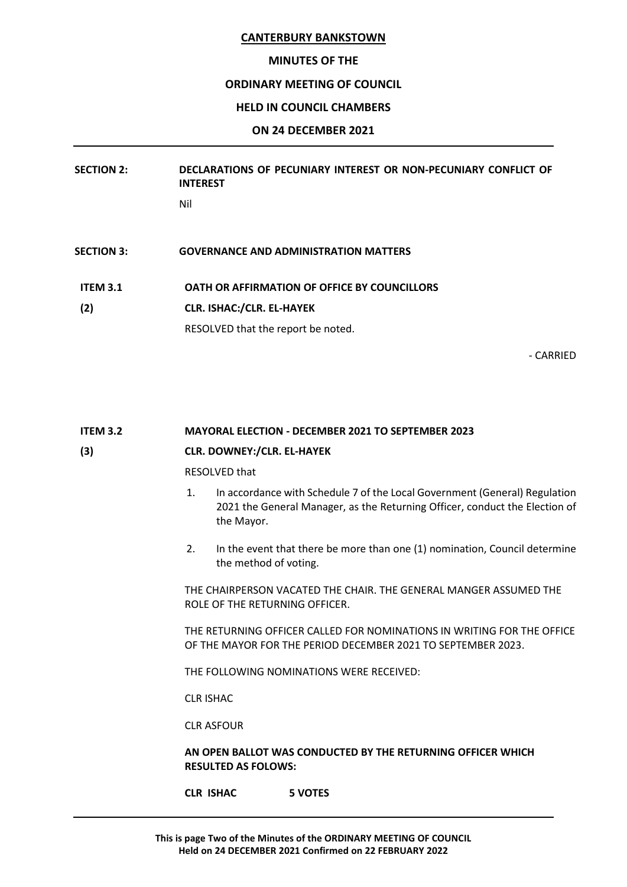**CANTERBURY BANKSTOWN**

**MINUTES OF THE**

**ORDINARY MEETING OF COUNCIL**

**HELD IN COUNCIL CHAMBERS**

**ON 24 DECEMBER 2021**

---

**SECTION 2: DECLARATIONS OF PECUNIARY INTEREST OR NON-PECUNIARY CONFLICT OF INTEREST**

Nil

**SECTION 3: GOVERNANCE AND ADMINISTRATION MATTERS**

**ITEM 3.1 OATH OR AFFIRMATION OF OFFICE BY COUNCILLORS**

**(2) CLR. ISHAC:/CLR. EL-HAYEK**

RESOLVED that the report be noted.

- CARRIED

**ITEM 3.2 MAYORAL ELECTION - DECEMBER 2021 TO SEPTEMBER 2023**

**(3) CLR. DOWNEY:/CLR. EL-HAYEK**

RESOLVED that

1. In accordance with Schedule 7 of the Local Government (General) Regulation 2021 the General Manager, as the Returning Officer, conduct the Election of the Mayor.
2. In the event that there be more than one (1) nomination, Council determine the method of voting.

THE CHAIRPERSON VACATED THE CHAIR. THE GENERAL MANGER ASSUMED THE ROLE OF THE RETURNING OFFICER.

THE RETURNING OFFICER CALLED FOR NOMINATIONS IN WRITING FOR THE OFFICE OF THE MAYOR FOR THE PERIOD DECEMBER 2021 TO SEPTEMBER 2023.

THE FOLLOWING NOMINATIONS WERE RECEIVED:

CLR ISHAC

CLR ASFOUR

**AN OPEN BALLOT WAS CONDUCTED BY THE RETURNING OFFICER WHICH RESULTED AS FOLOWS:**

**CLR ISHAC 5 VOTES**

---

**This is page Two of the Minutes of the ORDINARY MEETING OF COUNCIL Held on 24 DECEMBER 2021 Confirmed on 22 FEBRUARY 2022**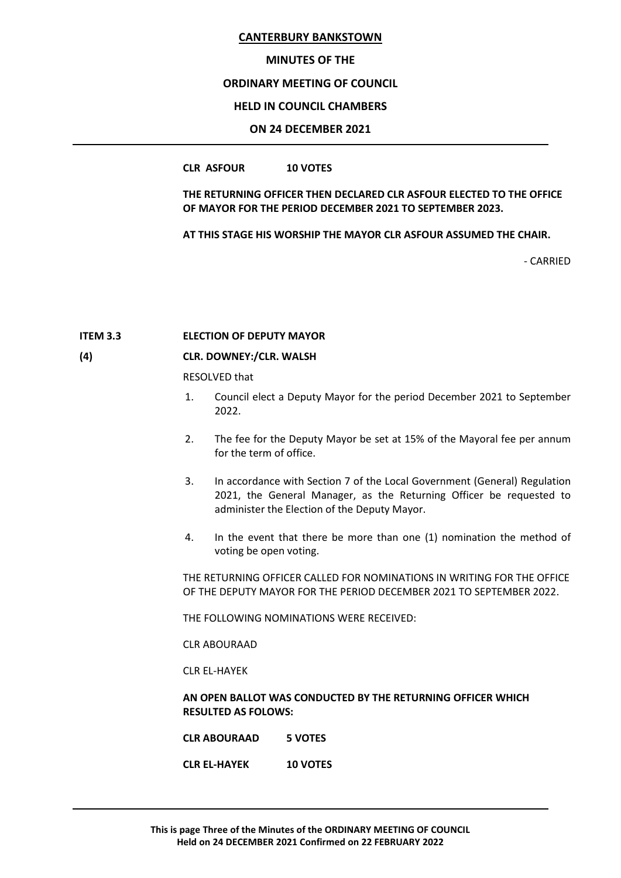**CANTERBURY BANKSTOWN**

**MINUTES OF THE**

**ORDINARY MEETING OF COUNCIL**

**HELD IN COUNCIL CHAMBERS**

**ON 24 DECEMBER 2021**

---

**CLR ASFOUR 10 VOTES**

**THE RETURNING OFFICER THEN DECLARED CLR ASFOUR ELECTED TO THE OFFICE OF MAYOR FOR THE PERIOD DECEMBER 2021 TO SEPTEMBER 2023.**

**AT THIS STAGE HIS WORSHIP THE MAYOR CLR ASFOUR ASSUMED THE CHAIR.**

- CARRIED

**ITEM 3.3 ELECTION OF DEPUTY MAYOR**

**(4) CLR. DOWNEY:/CLR. WALSH**

RESOLVED that

1. Council elect a Deputy Mayor for the period December 2021 to September 2022.

2. The fee for the Deputy Mayor be set at 15% of the Mayoral fee per annum for the term of office.

3. In accordance with Section 7 of the Local Government (General) Regulation 2021, the General Manager, as the Returning Officer be requested to administer the Election of the Deputy Mayor.

4. In the event that there be more than one (1) nomination the method of voting be open voting.

THE RETURNING OFFICER CALLED FOR NOMINATIONS IN WRITING FOR THE OFFICE OF THE DEPUTY MAYOR FOR THE PERIOD DECEMBER 2021 TO SEPTEMBER 2022.

THE FOLLOWING NOMINATIONS WERE RECEIVED:

CLR ABOURAAD

CLR EL-HAYEK

**AN OPEN BALLOT WAS CONDUCTED BY THE RETURNING OFFICER WHICH RESULTED AS FOLOWS:**

**CLR ABOURAAD 5 VOTES**

**CLR EL-HAYEK 10 VOTES**

---

**This is page Three of the Minutes of the ORDINARY MEETING OF COUNCIL Held on 24 DECEMBER 2021 Confirmed on 22 FEBRUARY 2022**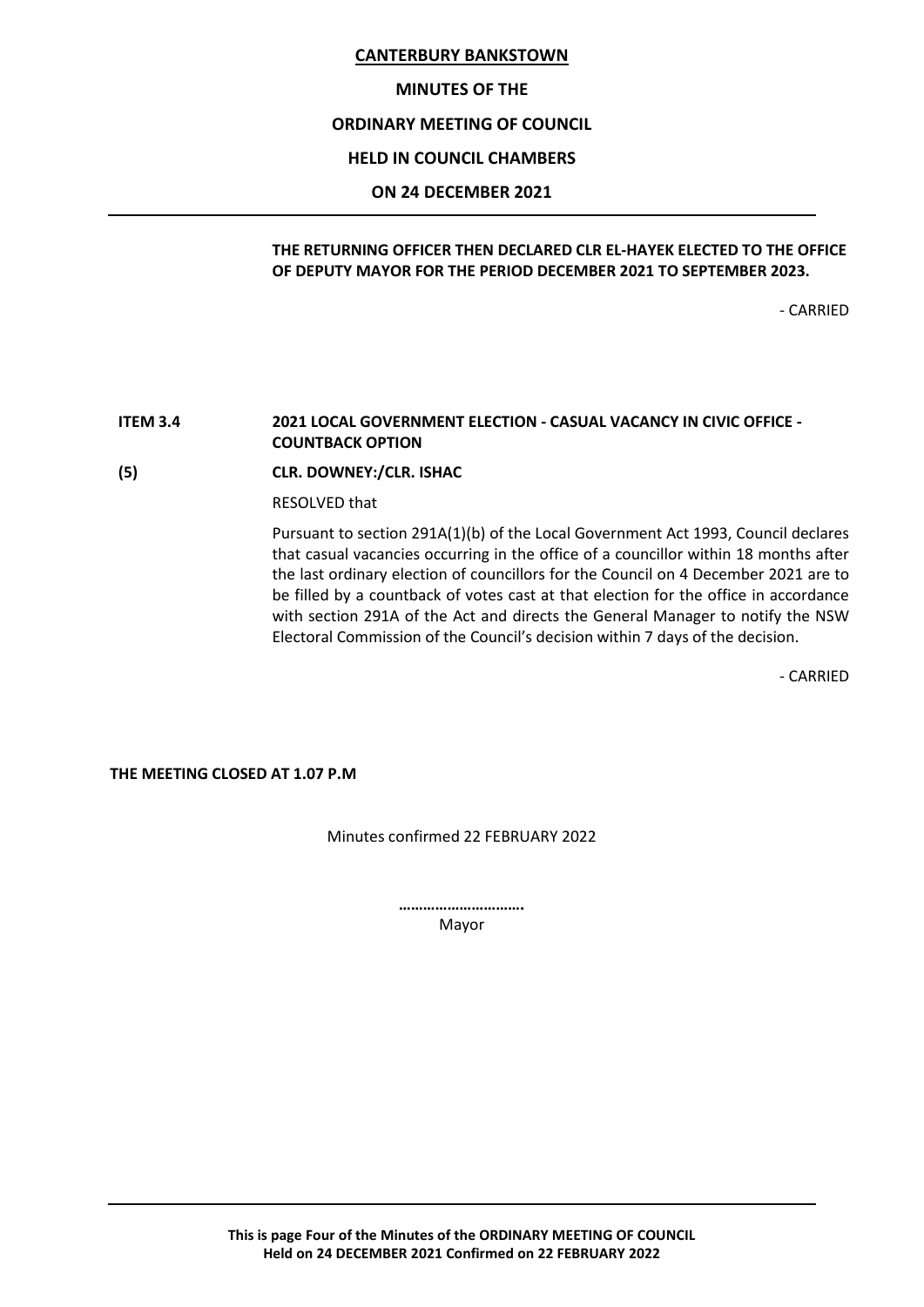**THE RETURNING OFFICER THEN DECLARED CLR EL-HAYEK ELECTED TO THE OFFICE OF DEPUTY MAYOR FOR THE PERIOD DECEMBER 2021 TO SEPTEMBER 2023.**

- CARRIED

## ITEM 3.4 2021 LOCAL GOVERNMENT ELECTION - CASUAL VACANCY IN CIVIC OFFICE - COUNTBACK OPTION

**(5) CLR. DOWNEY:/CLR. ISHAC**

RESOLVED that

Pursuant to section 291A(1)(b) of the Local Government Act 1993, Council declares that casual vacancies occurring in the office of a councillor within 18 months after the last ordinary election of councillors for the Council on 4 December 2021 are to be filled by a countback of votes cast at that election for the office in accordance with section 291A of the Act and directs the General Manager to notify the NSW Electoral Commission of the Council's decision within 7 days of the decision.

- CARRIED

**THE MEETING CLOSED AT 1.07 P.M**

Minutes confirmed 22 FEBRUARY 2022

**…………………………**

Mayor